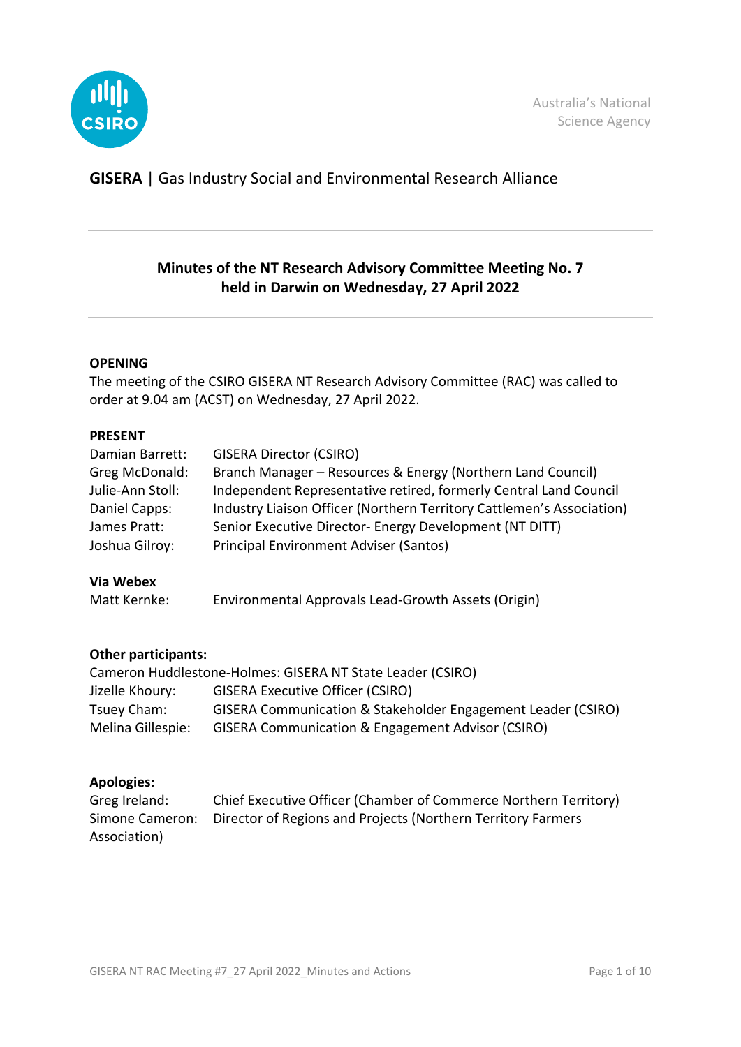Australia's National Science Agency

**GISERA** | Gas Industry Social and Environmental Research Alliance

---

## Minutes of the NT Research Advisory Committee Meeting No. 7 held in Darwin on Wednesday, 27 April 2022

---

**OPENING**

The meeting of the CSIRO GISERA NT Research Advisory Committee (RAC) was called to order at 9.04 am (ACST) on Wednesday, 27 April 2022.

**PRESENT**

Damian Barrett: GISERA Director (CSIRO)
Greg McDonald: Branch Manager – Resources & Energy (Northern Land Council)
Julie-Ann Stoll: Independent Representative retired, formerly Central Land Council
Daniel Capps: Industry Liaison Officer (Northern Territory Cattlemen's Association)
James Pratt: Senior Executive Director- Energy Development (NT DITT)
Joshua Gilroy: Principal Environment Adviser (Santos)

**Via Webex**

Matt Kernke: Environmental Approvals Lead-Growth Assets (Origin)

**Other participants:**

Cameron Huddlestone-Holmes: GISERA NT State Leader (CSIRO)
Jizelle Khoury: GISERA Executive Officer (CSIRO)
Tsuey Cham: GISERA Communication & Stakeholder Engagement Leader (CSIRO)
Melina Gillespie: GISERA Communication & Engagement Advisor (CSIRO)

**Apologies:**

Greg Ireland: Chief Executive Officer (Chamber of Commerce Northern Territory)
Simone Cameron: Director of Regions and Projects (Northern Territory Farmers Association)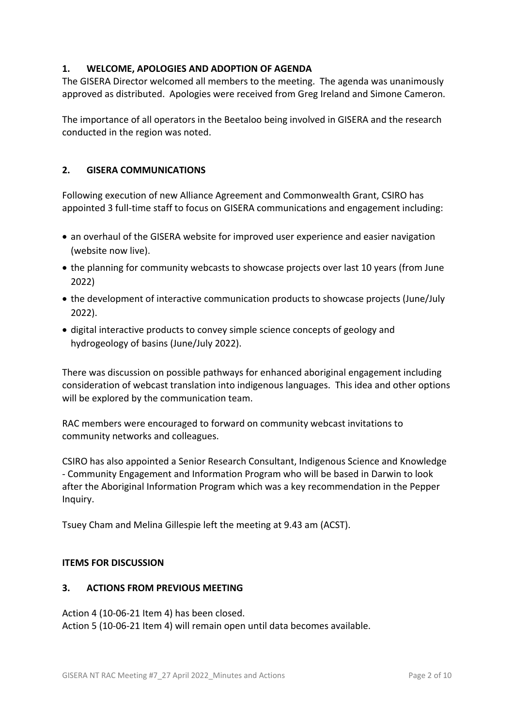## 1. WELCOME, APOLOGIES AND ADOPTION OF AGENDA

The GISERA Director welcomed all members to the meeting. The agenda was unanimously approved as distributed. Apologies were received from Greg Ireland and Simone Cameron.

The importance of all operators in the Beetaloo being involved in GISERA and the research conducted in the region was noted.

## 2. GISERA COMMUNICATIONS

Following execution of new Alliance Agreement and Commonwealth Grant, CSIRO has appointed 3 full-time staff to focus on GISERA communications and engagement including:

- an overhaul of the GISERA website for improved user experience and easier navigation (website now live).
- the planning for community webcasts to showcase projects over last 10 years (from June 2022)
- the development of interactive communication products to showcase projects (June/July 2022).
- digital interactive products to convey simple science concepts of geology and hydrogeology of basins (June/July 2022).

There was discussion on possible pathways for enhanced aboriginal engagement including consideration of webcast translation into indigenous languages. This idea and other options will be explored by the communication team.

RAC members were encouraged to forward on community webcast invitations to community networks and colleagues.

CSIRO has also appointed a Senior Research Consultant, Indigenous Science and Knowledge - Community Engagement and Information Program who will be based in Darwin to look after the Aboriginal Information Program which was a key recommendation in the Pepper Inquiry.

Tsuey Cham and Melina Gillespie left the meeting at 9.43 am (ACST).

## ITEMS FOR DISCUSSION

## 3. ACTIONS FROM PREVIOUS MEETING

Action 4 (10-06-21 Item 4) has been closed.
Action 5 (10-06-21 Item 4) will remain open until data becomes available.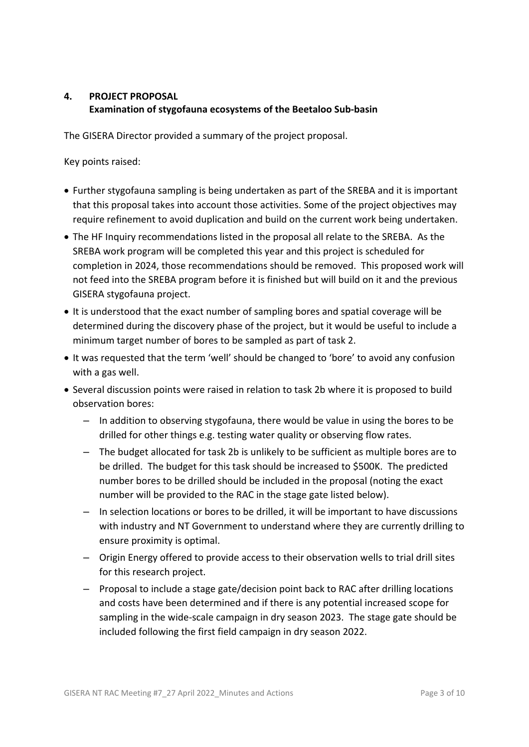## 4. PROJECT PROPOSAL
### Examination of stygofauna ecosystems of the Beetaloo Sub-basin

The GISERA Director provided a summary of the project proposal.

Key points raised:

- Further stygofauna sampling is being undertaken as part of the SREBA and it is important that this proposal takes into account those activities. Some of the project objectives may require refinement to avoid duplication and build on the current work being undertaken.
- The HF Inquiry recommendations listed in the proposal all relate to the SREBA. As the SREBA work program will be completed this year and this project is scheduled for completion in 2024, those recommendations should be removed. This proposed work will not feed into the SREBA program before it is finished but will build on it and the previous GISERA stygofauna project.
- It is understood that the exact number of sampling bores and spatial coverage will be determined during the discovery phase of the project, but it would be useful to include a minimum target number of bores to be sampled as part of task 2.
- It was requested that the term 'well' should be changed to 'bore' to avoid any confusion with a gas well.
- Several discussion points were raised in relation to task 2b where it is proposed to build observation bores:
  - In addition to observing stygofauna, there would be value in using the bores to be drilled for other things e.g. testing water quality or observing flow rates.
  - The budget allocated for task 2b is unlikely to be sufficient as multiple bores are to be drilled. The budget for this task should be increased to $500K. The predicted number bores to be drilled should be included in the proposal (noting the exact number will be provided to the RAC in the stage gate listed below).
  - In selection locations or bores to be drilled, it will be important to have discussions with industry and NT Government to understand where they are currently drilling to ensure proximity is optimal.
  - Origin Energy offered to provide access to their observation wells to trial drill sites for this research project.
  - Proposal to include a stage gate/decision point back to RAC after drilling locations and costs have been determined and if there is any potential increased scope for sampling in the wide-scale campaign in dry season 2023. The stage gate should be included following the first field campaign in dry season 2022.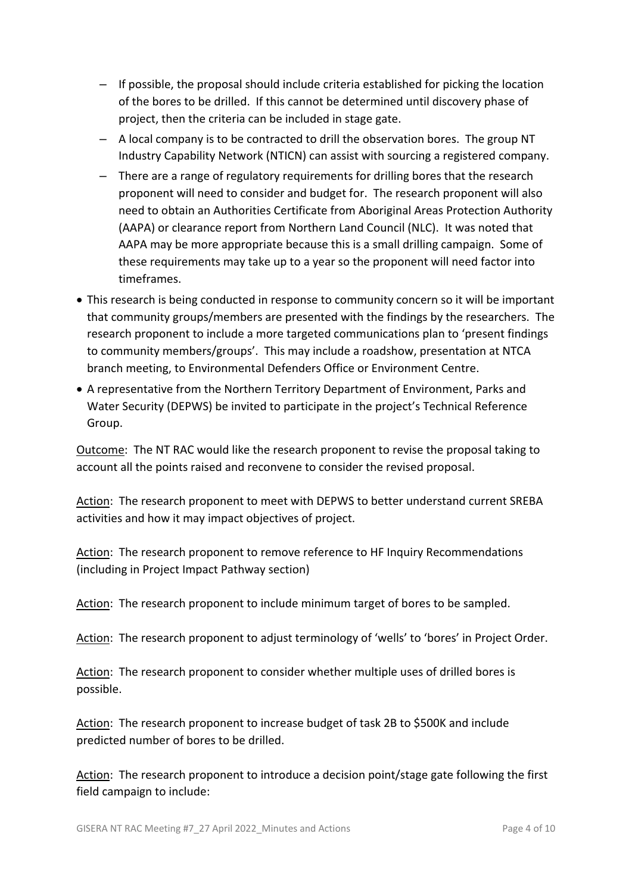- If possible, the proposal should include criteria established for picking the location of the bores to be drilled. If this cannot be determined until discovery phase of project, then the criteria can be included in stage gate.
  - A local company is to be contracted to drill the observation bores. The group NT Industry Capability Network (NTICN) can assist with sourcing a registered company.
  - There are a range of regulatory requirements for drilling bores that the research proponent will need to consider and budget for. The research proponent will also need to obtain an Authorities Certificate from Aboriginal Areas Protection Authority (AAPA) or clearance report from Northern Land Council (NLC). It was noted that AAPA may be more appropriate because this is a small drilling campaign. Some of these requirements may take up to a year so the proponent will need factor into timeframes.
- This research is being conducted in response to community concern so it will be important that community groups/members are presented with the findings by the researchers. The research proponent to include a more targeted communications plan to 'present findings to community members/groups'. This may include a roadshow, presentation at NTCA branch meeting, to Environmental Defenders Office or Environment Centre.
- A representative from the Northern Territory Department of Environment, Parks and Water Security (DEPWS) be invited to participate in the project's Technical Reference Group.

Outcome: The NT RAC would like the research proponent to revise the proposal taking to account all the points raised and reconvene to consider the revised proposal.

Action: The research proponent to meet with DEPWS to better understand current SREBA activities and how it may impact objectives of project.

Action: The research proponent to remove reference to HF Inquiry Recommendations (including in Project Impact Pathway section)

Action: The research proponent to include minimum target of bores to be sampled.

Action: The research proponent to adjust terminology of 'wells' to 'bores' in Project Order.

Action: The research proponent to consider whether multiple uses of drilled bores is possible.

Action: The research proponent to increase budget of task 2B to $500K and include predicted number of bores to be drilled.

Action: The research proponent to introduce a decision point/stage gate following the first field campaign to include: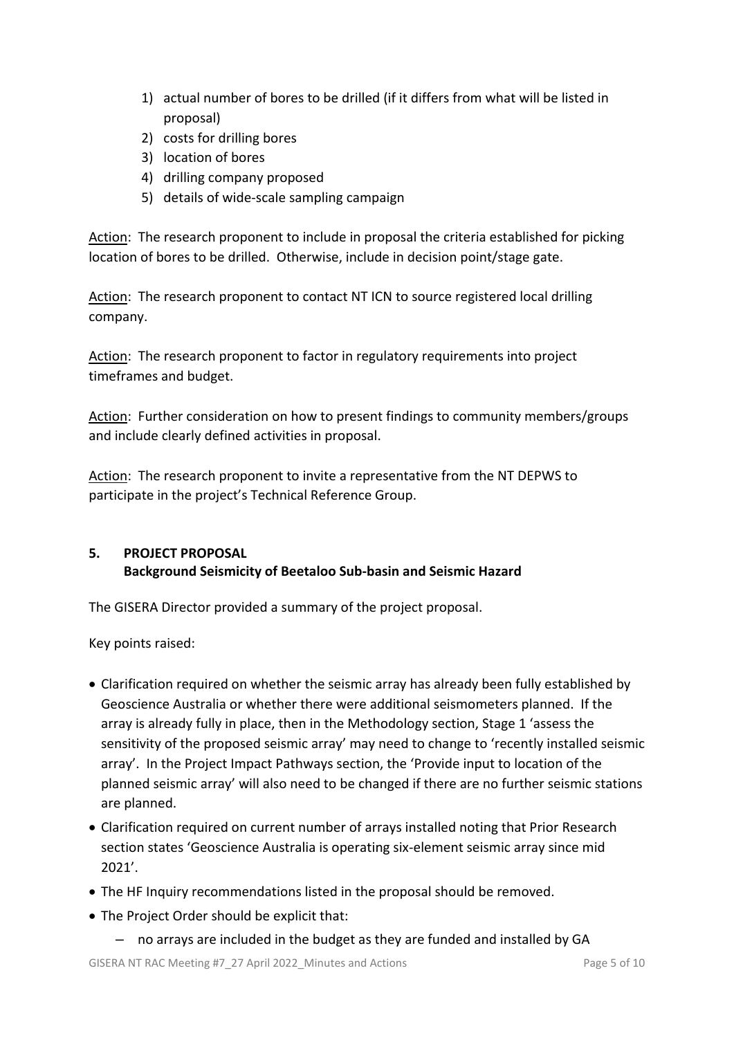1) actual number of bores to be drilled (if it differs from what will be listed in proposal)
2) costs for drilling bores
3) location of bores
4) drilling company proposed
5) details of wide-scale sampling campaign

Action: The research proponent to include in proposal the criteria established for picking location of bores to be drilled. Otherwise, include in decision point/stage gate.

Action: The research proponent to contact NT ICN to source registered local drilling company.

Action: The research proponent to factor in regulatory requirements into project timeframes and budget.

Action: Further consideration on how to present findings to community members/groups and include clearly defined activities in proposal.

Action: The research proponent to invite a representative from the NT DEPWS to participate in the project's Technical Reference Group.

## 5. PROJECT PROPOSAL
**Background Seismicity of Beetaloo Sub-basin and Seismic Hazard**

The GISERA Director provided a summary of the project proposal.

Key points raised:

- Clarification required on whether the seismic array has already been fully established by Geoscience Australia or whether there were additional seismometers planned. If the array is already fully in place, then in the Methodology section, Stage 1 'assess the sensitivity of the proposed seismic array' may need to change to 'recently installed seismic array'. In the Project Impact Pathways section, the 'Provide input to location of the planned seismic array' will also need to be changed if there are no further seismic stations are planned.
- Clarification required on current number of arrays installed noting that Prior Research section states 'Geoscience Australia is operating six-element seismic array since mid 2021'.
- The HF Inquiry recommendations listed in the proposal should be removed.
- The Project Order should be explicit that:
  - no arrays are included in the budget as they are funded and installed by GA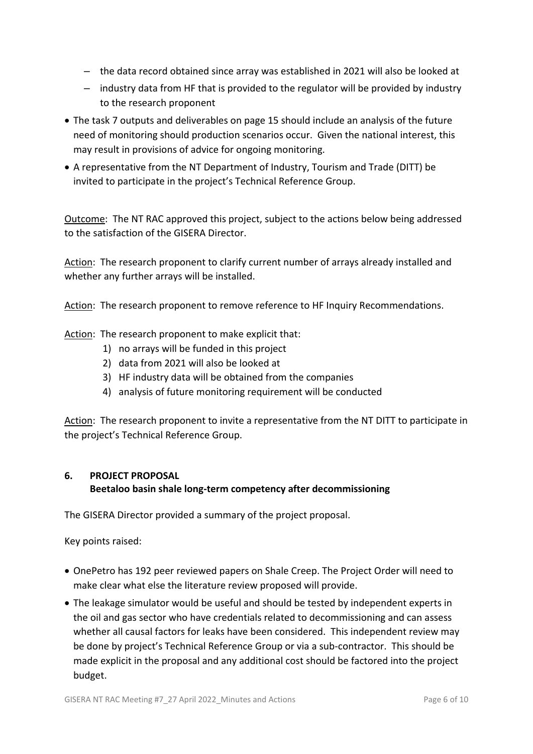- the data record obtained since array was established in 2021 will also be looked at
  - industry data from HF that is provided to the regulator will be provided by industry to the research proponent
- The task 7 outputs and deliverables on page 15 should include an analysis of the future need of monitoring should production scenarios occur. Given the national interest, this may result in provisions of advice for ongoing monitoring.
- A representative from the NT Department of Industry, Tourism and Trade (DITT) be invited to participate in the project's Technical Reference Group.

<u>Outcome</u>: The NT RAC approved this project, subject to the actions below being addressed to the satisfaction of the GISERA Director.

<u>Action</u>: The research proponent to clarify current number of arrays already installed and whether any further arrays will be installed.

<u>Action</u>: The research proponent to remove reference to HF Inquiry Recommendations.

<u>Action</u>: The research proponent to make explicit that:

1) no arrays will be funded in this project
2) data from 2021 will also be looked at
3) HF industry data will be obtained from the companies
4) analysis of future monitoring requirement will be conducted

<u>Action</u>: The research proponent to invite a representative from the NT DITT to participate in the project's Technical Reference Group.

## 6. PROJECT PROPOSAL
**Beetaloo basin shale long-term competency after decommissioning**

The GISERA Director provided a summary of the project proposal.

Key points raised:

- OnePetro has 192 peer reviewed papers on Shale Creep. The Project Order will need to make clear what else the literature review proposed will provide.
- The leakage simulator would be useful and should be tested by independent experts in the oil and gas sector who have credentials related to decommissioning and can assess whether all causal factors for leaks have been considered. This independent review may be done by project's Technical Reference Group or via a sub-contractor. This should be made explicit in the proposal and any additional cost should be factored into the project budget.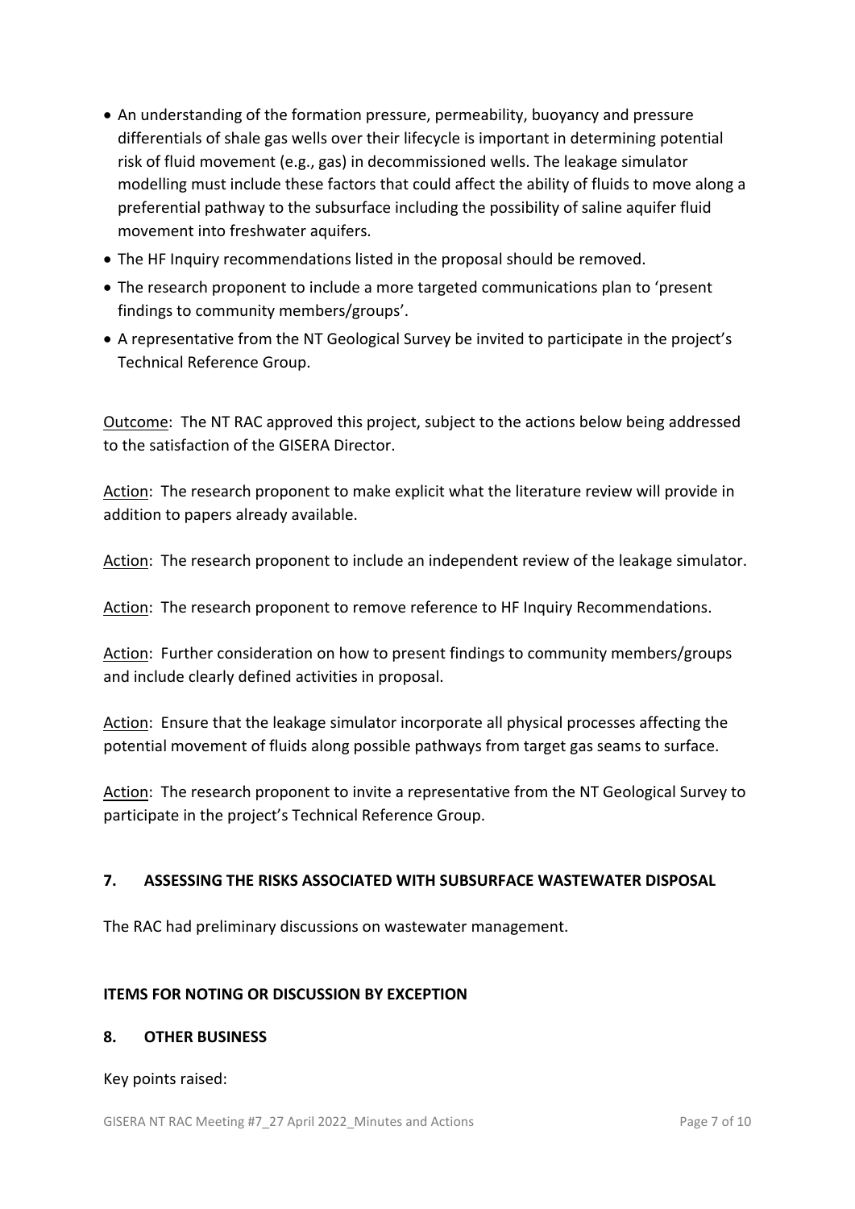- An understanding of the formation pressure, permeability, buoyancy and pressure differentials of shale gas wells over their lifecycle is important in determining potential risk of fluid movement (e.g., gas) in decommissioned wells. The leakage simulator modelling must include these factors that could affect the ability of fluids to move along a preferential pathway to the subsurface including the possibility of saline aquifer fluid movement into freshwater aquifers.
- The HF Inquiry recommendations listed in the proposal should be removed.
- The research proponent to include a more targeted communications plan to 'present findings to community members/groups'.
- A representative from the NT Geological Survey be invited to participate in the project's Technical Reference Group.

Outcome: The NT RAC approved this project, subject to the actions below being addressed to the satisfaction of the GISERA Director.

Action: The research proponent to make explicit what the literature review will provide in addition to papers already available.

Action: The research proponent to include an independent review of the leakage simulator.

Action: The research proponent to remove reference to HF Inquiry Recommendations.

Action: Further consideration on how to present findings to community members/groups and include clearly defined activities in proposal.

Action: Ensure that the leakage simulator incorporate all physical processes affecting the potential movement of fluids along possible pathways from target gas seams to surface.

Action: The research proponent to invite a representative from the NT Geological Survey to participate in the project's Technical Reference Group.

## 7. ASSESSING THE RISKS ASSOCIATED WITH SUBSURFACE WASTEWATER DISPOSAL

The RAC had preliminary discussions on wastewater management.

## ITEMS FOR NOTING OR DISCUSSION BY EXCEPTION

## 8. OTHER BUSINESS

Key points raised: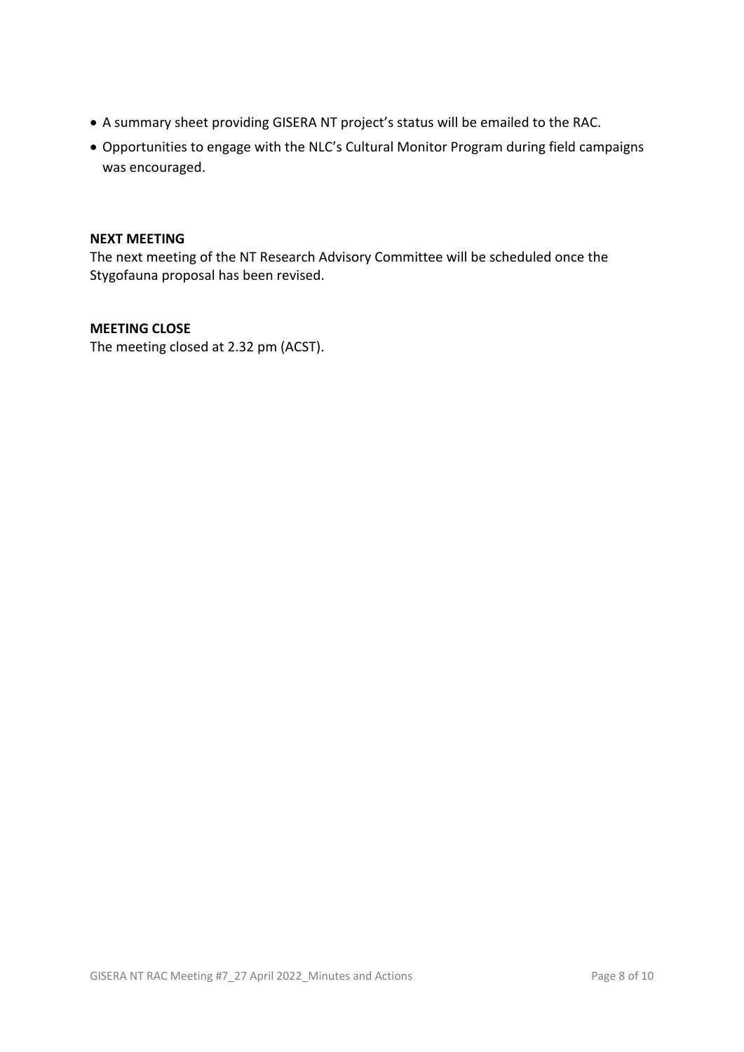- A summary sheet providing GISERA NT project's status will be emailed to the RAC.
- Opportunities to engage with the NLC's Cultural Monitor Program during field campaigns was encouraged.

**NEXT MEETING**

The next meeting of the NT Research Advisory Committee will be scheduled once the Stygofauna proposal has been revised.

**MEETING CLOSE**

The meeting closed at 2.32 pm (ACST).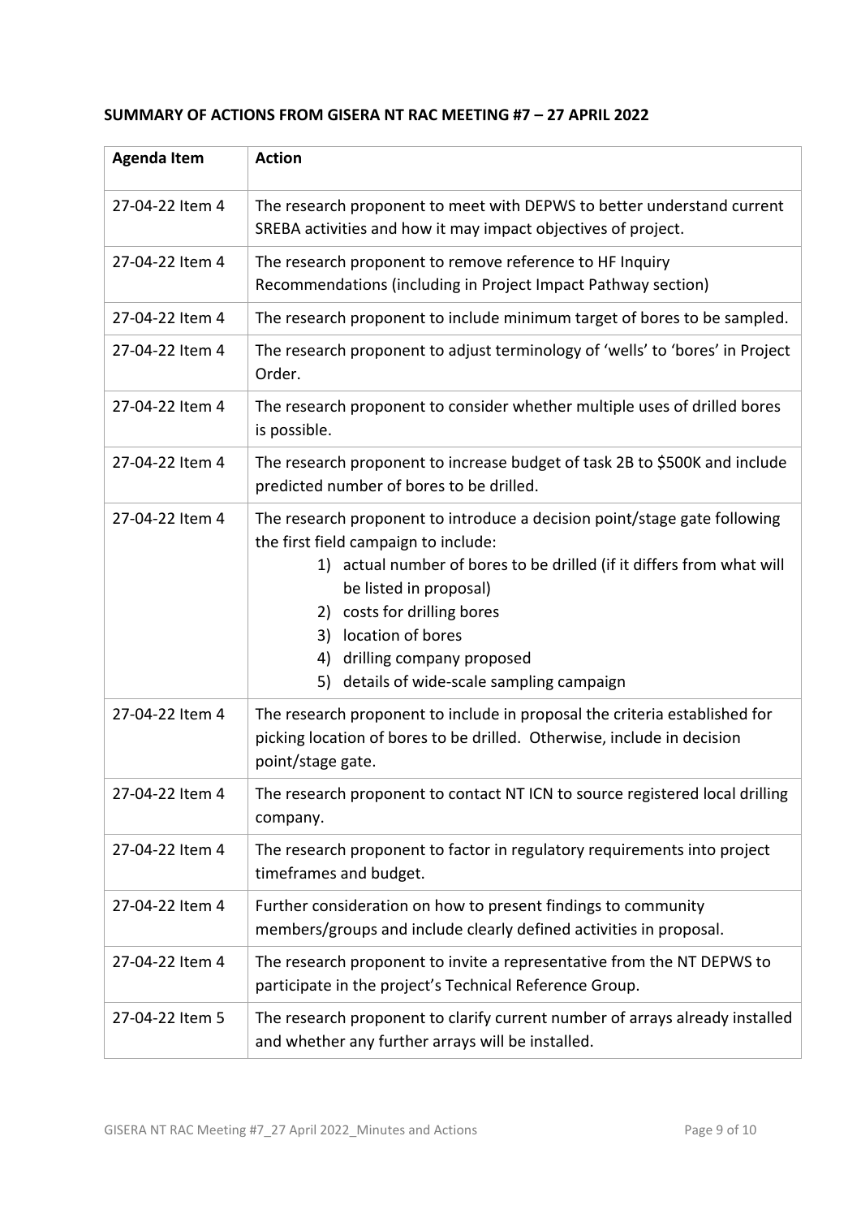**SUMMARY OF ACTIONS FROM GISERA NT RAC MEETING #7 – 27 APRIL 2022**

| Agenda Item | Action |
|---|---|
| 27-04-22 Item 4 | The research proponent to meet with DEPWS to better understand current SREBA activities and how it may impact objectives of project. |
| 27-04-22 Item 4 | The research proponent to remove reference to HF Inquiry Recommendations (including in Project Impact Pathway section) |
| 27-04-22 Item 4 | The research proponent to include minimum target of bores to be sampled. |
| 27-04-22 Item 4 | The research proponent to adjust terminology of 'wells' to 'bores' in Project Order. |
| 27-04-22 Item 4 | The research proponent to consider whether multiple uses of drilled bores is possible. |
| 27-04-22 Item 4 | The research proponent to increase budget of task 2B to $500K and include predicted number of bores to be drilled. |
| 27-04-22 Item 4 | The research proponent to introduce a decision point/stage gate following the first field campaign to include: 1) actual number of bores to be drilled (if it differs from what will be listed in proposal) 2) costs for drilling bores 3) location of bores 4) drilling company proposed 5) details of wide-scale sampling campaign |
| 27-04-22 Item 4 | The research proponent to include in proposal the criteria established for picking location of bores to be drilled. Otherwise, include in decision point/stage gate. |
| 27-04-22 Item 4 | The research proponent to contact NT ICN to source registered local drilling company. |
| 27-04-22 Item 4 | The research proponent to factor in regulatory requirements into project timeframes and budget. |
| 27-04-22 Item 4 | Further consideration on how to present findings to community members/groups and include clearly defined activities in proposal. |
| 27-04-22 Item 4 | The research proponent to invite a representative from the NT DEPWS to participate in the project's Technical Reference Group. |
| 27-04-22 Item 5 | The research proponent to clarify current number of arrays already installed and whether any further arrays will be installed. |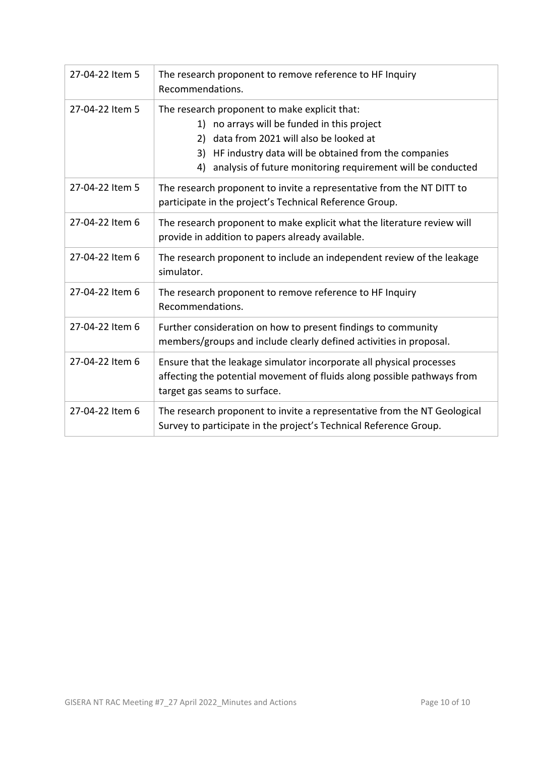| | |
|---|---|
| 27-04-22 Item 5 | The research proponent to remove reference to HF Inquiry Recommendations. |
| 27-04-22 Item 5 | The research proponent to make explicit that: 1) no arrays will be funded in this project 2) data from 2021 will also be looked at 3) HF industry data will be obtained from the companies 4) analysis of future monitoring requirement will be conducted |
| 27-04-22 Item 5 | The research proponent to invite a representative from the NT DITT to participate in the project's Technical Reference Group. |
| 27-04-22 Item 6 | The research proponent to make explicit what the literature review will provide in addition to papers already available. |
| 27-04-22 Item 6 | The research proponent to include an independent review of the leakage simulator. |
| 27-04-22 Item 6 | The research proponent to remove reference to HF Inquiry Recommendations. |
| 27-04-22 Item 6 | Further consideration on how to present findings to community members/groups and include clearly defined activities in proposal. |
| 27-04-22 Item 6 | Ensure that the leakage simulator incorporate all physical processes affecting the potential movement of fluids along possible pathways from target gas seams to surface. |
| 27-04-22 Item 6 | The research proponent to invite a representative from the NT Geological Survey to participate in the project's Technical Reference Group. |